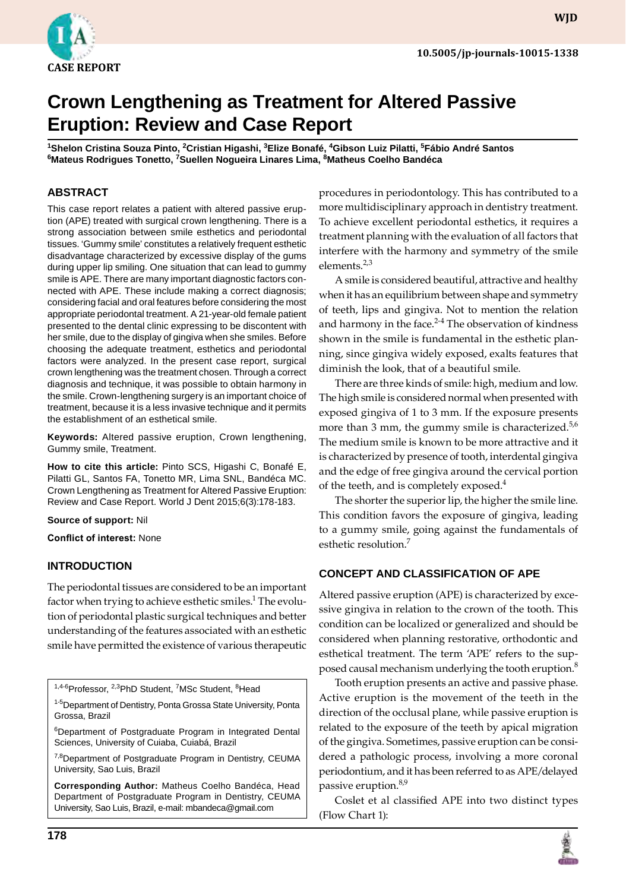CASE REPORT

# Crown Lengthening as Treatment for Altered Passive Eruption: Review and Case Report

[1]Shelon Cristina Souza Pinto, [2]Cristian Higashi, [3]Elize Bonafé, [4]Gibson Luiz Pilatti, [5]Fábio André Santos
[6]Mateus Rodrigues Tonetto, [7]Suellen Nogueira Linares Lima, [8]Matheus Coelho Bandéca

## ABSTRACT

This case report relates a patient with altered passive eruption (APE) treated with surgical crown lengthening. There is a strong association between smile esthetics and periodontal tissues. 'Gummy smile' constitutes a relatively frequent esthetic disadvantage characterized by excessive display of the gums during upper lip smiling. One situation that can lead to gummy smile is APE. There are many important diagnostic factors connected with APE. These include making a correct diagnosis; considering facial and oral features before considering the most appropriate periodontal treatment. A 21-year-old female patient presented to the dental clinic expressing to be discontent with her smile, due to the display of gingiva when she smiles. Before choosing the adequate treatment, esthetics and periodontal factors were analyzed. In the present case report, surgical crown lengthening was the treatment chosen. Through a correct diagnosis and technique, it was possible to obtain harmony in the smile. Crown-lengthening surgery is an important choice of treatment, because it is a less invasive technique and it permits the establishment of an esthetical smile.

**Keywords:** Altered passive eruption, Crown lengthening, Gummy smile, Treatment.

**How to cite this article:** Pinto SCS, Higashi C, Bonafé E, Pilatti GL, Santos FA, Tonetto MR, Lima SNL, Bandéca MC. Crown Lengthening as Treatment for Altered Passive Eruption: Review and Case Report. World J Dent 2015;6(3):178-183.

**Source of support:** Nil

**Conflict of interest:** None

## INTRODUCTION

The periodontal tissues are considered to be an important factor when trying to achieve esthetic smiles.[1] The evolution of periodontal plastic surgical techniques and better understanding of the features associated with an esthetic smile have permitted the existence of various therapeutic procedures in periodontology. This has contributed to a more multidisciplinary approach in dentistry treatment. To achieve excellent periodontal esthetics, it requires a treatment planning with the evaluation of all factors that interfere with the harmony and symmetry of the smile elements.[2,3]

A smile is considered beautiful, attractive and healthy when it has an equilibrium between shape and symmetry of teeth, lips and gingiva. Not to mention the relation and harmony in the face.[2-4] The observation of kindness shown in the smile is fundamental in the esthetic planning, since gingiva widely exposed, exalts features that diminish the look, that of a beautiful smile.

There are three kinds of smile: high, medium and low. The high smile is considered normal when presented with exposed gingiva of 1 to 3 mm. If the exposure presents more than 3 mm, the gummy smile is characterized.[5,6] The medium smile is known to be more attractive and it is characterized by presence of tooth, interdental gingiva and the edge of free gingiva around the cervical portion of the teeth, and is completely exposed.[4]

The shorter the superior lip, the higher the smile line. This condition favors the exposure of gingiva, leading to a gummy smile, going against the fundamentals of esthetic resolution.[7]

## CONCEPT AND CLASSIFICATION OF APE

Altered passive eruption (APE) is characterized by excessive gingiva in relation to the crown of the tooth. This condition can be localized or generalized and should be considered when planning restorative, orthodontic and esthetical treatment. The term 'APE' refers to the supposed causal mechanism underlying the tooth eruption.[8]

Tooth eruption presents an active and passive phase. Active eruption is the movement of the teeth in the direction of the occlusal plane, while passive eruption is related to the exposure of the teeth by apical migration of the gingiva. Sometimes, passive eruption can be considered a pathologic process, involving a more coronal periodontium, and it has been referred to as APE/delayed passive eruption.[8,9]

Coslet et al classified APE into two distinct types (Flow Chart 1):

---

[1,4-6]Professor, [2,3]PhD Student, [7]MSc Student, [8]Head

[1-5]Department of Dentistry, Ponta Grossa State University, Ponta Grossa, Brazil

[6]Department of Postgraduate Program in Integrated Dental Sciences, University of Cuiaba, Cuiabá, Brazil

[7,8]Department of Postgraduate Program in Dentistry, CEUMA University, Sao Luis, Brazil

**Corresponding Author:** Matheus Coelho Bandéca, Head Department of Postgraduate Program in Dentistry, CEUMA University, Sao Luis, Brazil, e-mail: mbandeca@gmail.com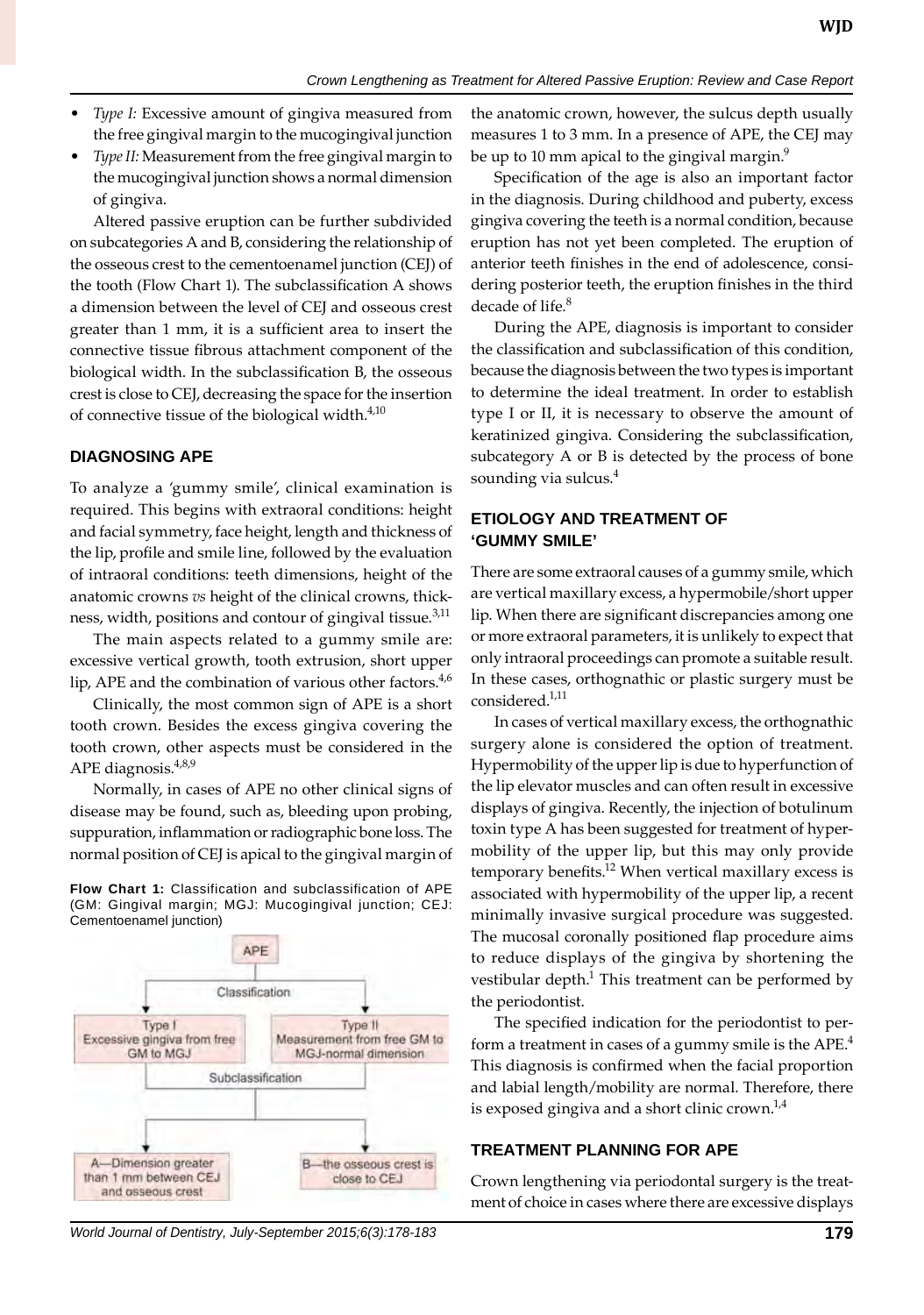- *Type I:* Excessive amount of gingiva measured from the free gingival margin to the mucogingival junction
- *Type II:* Measurement from the free gingival margin to the mucogingival junction shows a normal dimension of gingiva.

Altered passive eruption can be further subdivided on subcategories A and B, considering the relationship of the osseous crest to the cementoenamel junction (CEJ) of the tooth (Flow Chart 1). The subclassification A shows a dimension between the level of CEJ and osseous crest greater than 1 mm, it is a sufficient area to insert the connective tissue fibrous attachment component of the biological width. In the subclassification B, the osseous crest is close to CEJ, decreasing the space for the insertion of connective tissue of the biological width.[4,10]

## DIAGNOSING APE

To analyze a 'gummy smile', clinical examination is required. This begins with extraoral conditions: height and facial symmetry, face height, length and thickness of the lip, profile and smile line, followed by the evaluation of intraoral conditions: teeth dimensions, height of the anatomic crowns *vs* height of the clinical crowns, thickness, width, positions and contour of gingival tissue.[3,11]

The main aspects related to a gummy smile are: excessive vertical growth, tooth extrusion, short upper lip, APE and the combination of various other factors.[4,6]

Clinically, the most common sign of APE is a short tooth crown. Besides the excess gingiva covering the tooth crown, other aspects must be considered in the APE diagnosis.[4,8,9]

Normally, in cases of APE no other clinical signs of disease may be found, such as, bleeding upon probing, suppuration, inflammation or radiographic bone loss. The normal position of CEJ is apical to the gingival margin of

**Flow Chart 1:** Classification and subclassification of APE (GM: Gingival margin; MGJ: Mucogingival junction; CEJ: Cementoenamel junction)

APE

Classification

Type I
Excessive gingiva from free GM to MGJ

Type II
Measurement from free GM to MGJ-normal dimension

Subclassification

A—Dimension greater than 1 mm between CEJ and osseous crest

B—the osseous crest is close to CEJ

the anatomic crown, however, the sulcus depth usually measures 1 to 3 mm. In a presence of APE, the CEJ may be up to 10 mm apical to the gingival margin.[9]

Specification of the age is also an important factor in the diagnosis. During childhood and puberty, excess gingiva covering the teeth is a normal condition, because eruption has not yet been completed. The eruption of anterior teeth finishes in the end of adolescence, considering posterior teeth, the eruption finishes in the third decade of life.[8]

During the APE, diagnosis is important to consider the classification and subclassification of this condition, because the diagnosis between the two types is important to determine the ideal treatment. In order to establish type I or II, it is necessary to observe the amount of keratinized gingiva. Considering the subclassification, subcategory A or B is detected by the process of bone sounding via sulcus.[4]

## ETIOLOGY AND TREATMENT OF 'GUMMY SMILE'

There are some extraoral causes of a gummy smile, which are vertical maxillary excess, a hypermobile/short upper lip. When there are significant discrepancies among one or more extraoral parameters, it is unlikely to expect that only intraoral proceedings can promote a suitable result. In these cases, orthognathic or plastic surgery must be considered.[1,11]

In cases of vertical maxillary excess, the orthognathic surgery alone is considered the option of treatment. Hypermobility of the upper lip is due to hyperfunction of the lip elevator muscles and can often result in excessive displays of gingiva. Recently, the injection of botulinum toxin type A has been suggested for treatment of hypermobility of the upper lip, but this may only provide temporary benefits.[12] When vertical maxillary excess is associated with hypermobility of the upper lip, a recent minimally invasive surgical procedure was suggested. The mucosal coronally positioned flap procedure aims to reduce displays of the gingiva by shortening the vestibular depth.[1] This treatment can be performed by the periodontist.

The specified indication for the periodontist to perform a treatment in cases of a gummy smile is the APE.[4] This diagnosis is confirmed when the facial proportion and labial length/mobility are normal. Therefore, there is exposed gingiva and a short clinic crown.[1,4]

## TREATMENT PLANNING FOR APE

Crown lengthening via periodontal surgery is the treatment of choice in cases where there are excessive displays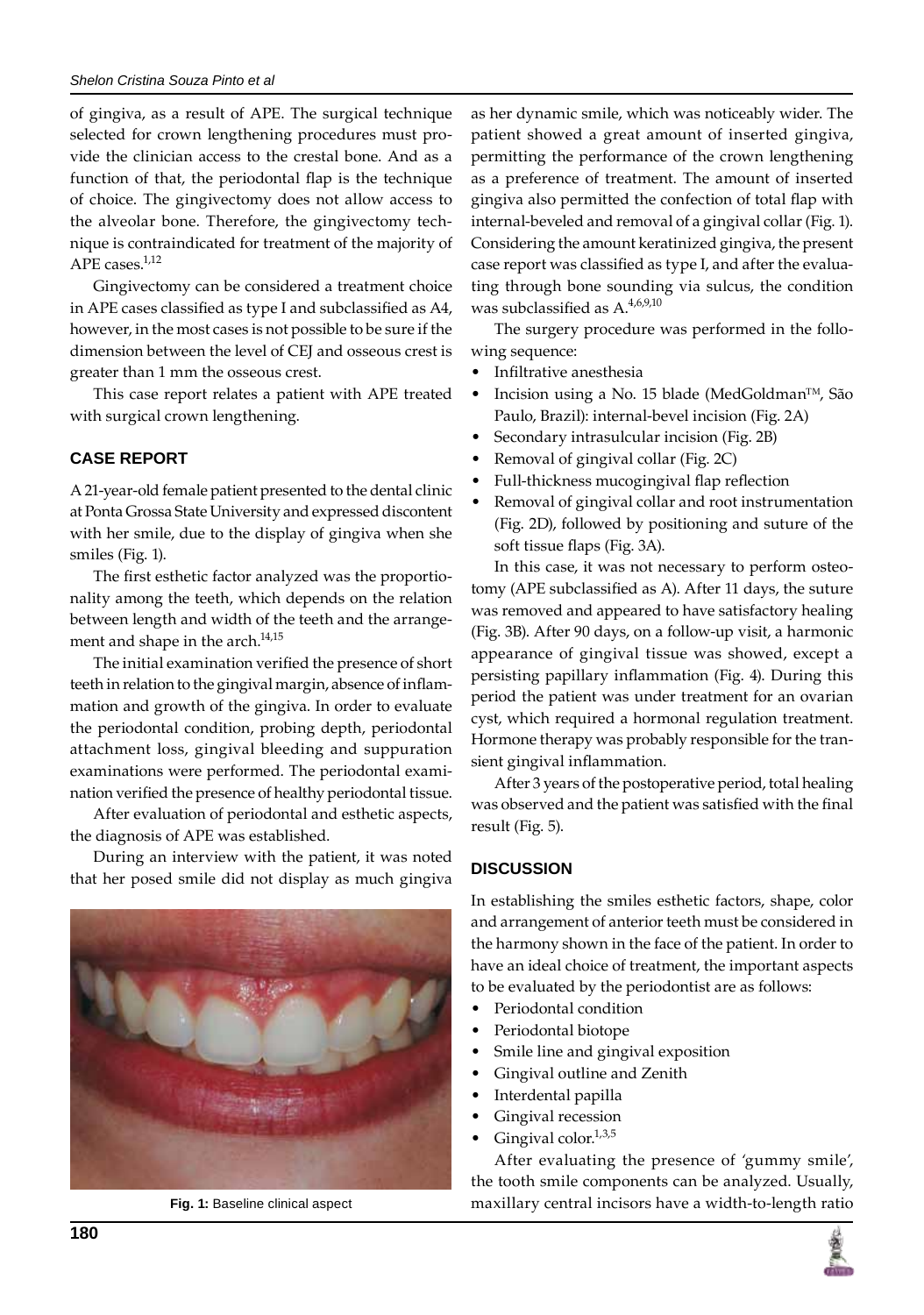of gingiva, as a result of APE. The surgical technique selected for crown lengthening procedures must provide the clinician access to the crestal bone. And as a function of that, the periodontal flap is the technique of choice. The gingivectomy does not allow access to the alveolar bone. Therefore, the gingivectomy technique is contraindicated for treatment of the majority of APE cases.[1,12]

Gingivectomy can be considered a treatment choice in APE cases classified as type I and subclassified as A4, however, in the most cases is not possible to be sure if the dimension between the level of CEJ and osseous crest is greater than 1 mm the osseous crest.

This case report relates a patient with APE treated with surgical crown lengthening.

## CASE REPORT

A 21-year-old female patient presented to the dental clinic at Ponta Grossa State University and expressed discontent with her smile, due to the display of gingiva when she smiles (Fig. 1).

The first esthetic factor analyzed was the proportionality among the teeth, which depends on the relation between length and width of the teeth and the arrangement and shape in the arch.[14,15]

The initial examination verified the presence of short teeth in relation to the gingival margin, absence of inflammation and growth of the gingiva. In order to evaluate the periodontal condition, probing depth, periodontal attachment loss, gingival bleeding and suppuration examinations were performed. The periodontal examination verified the presence of healthy periodontal tissue.

After evaluation of periodontal and esthetic aspects, the diagnosis of APE was established.

During an interview with the patient, it was noted that her posed smile did not display as much gingiva as her dynamic smile, which was noticeably wider. The patient showed a great amount of inserted gingiva, permitting the performance of the crown lengthening as a preference of treatment. The amount of inserted gingiva also permitted the confection of total flap with internal-beveled and removal of a gingival collar (Fig. 1). Considering the amount keratinized gingiva, the present case report was classified as type I, and after the evaluating through bone sounding via sulcus, the condition was subclassified as A.[4,6,9,10]

Fig. 1: Baseline clinical aspect

The surgery procedure was performed in the following sequence:

- Infiltrative anesthesia
- Incision using a No. 15 blade (MedGoldman™, São Paulo, Brazil): internal-bevel incision (Fig. 2A)
- Secondary intrasulcular incision (Fig. 2B)
- Removal of gingival collar (Fig. 2C)
- Full-thickness mucogingival flap reflection
- Removal of gingival collar and root instrumentation (Fig. 2D), followed by positioning and suture of the soft tissue flaps (Fig. 3A).

In this case, it was not necessary to perform osteotomy (APE subclassified as A). After 11 days, the suture was removed and appeared to have satisfactory healing (Fig. 3B). After 90 days, on a follow-up visit, a harmonic appearance of gingival tissue was showed, except a persisting papillary inflammation (Fig. 4). During this period the patient was under treatment for an ovarian cyst, which required a hormonal regulation treatment. Hormone therapy was probably responsible for the transient gingival inflammation.

After 3 years of the postoperative period, total healing was observed and the patient was satisfied with the final result (Fig. 5).

## DISCUSSION

In establishing the smiles esthetic factors, shape, color and arrangement of anterior teeth must be considered in the harmony shown in the face of the patient. In order to have an ideal choice of treatment, the important aspects to be evaluated by the periodontist are as follows:

- Periodontal condition
- Periodontal biotope
- Smile line and gingival exposition
- Gingival outline and Zenith
- Interdental papilla
- Gingival recession
- Gingival color.[1,3,5]

After evaluating the presence of 'gummy smile', the tooth smile components can be analyzed. Usually, maxillary central incisors have a width-to-length ratio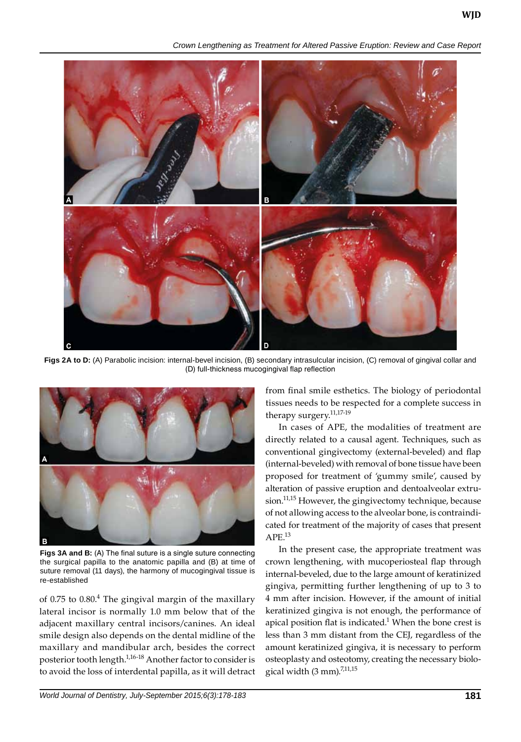**Figs 2A to D:** (A) Parabolic incision: internal-bevel incision, (B) secondary intrasulcular incision, (C) removal of gingival collar and (D) full-thickness mucogingival flap reflection

**Figs 3A and B:** (A) The final suture is a single suture connecting the surgical papilla to the anatomic papilla and (B) at time of suture removal (11 days), the harmony of mucogingival tissue is re-established

of 0.75 to 0.80.[4] The gingival margin of the maxillary lateral incisor is normally 1.0 mm below that of the adjacent maxillary central incisors/canines. An ideal smile design also depends on the dental midline of the maxillary and mandibular arch, besides the correct posterior tooth length.[1,16-18] Another factor to consider is to avoid the loss of interdental papilla, as it will detract from final smile esthetics. The biology of periodontal tissues needs to be respected for a complete success in therapy surgery.[11,17-19]

In cases of APE, the modalities of treatment are directly related to a causal agent. Techniques, such as conventional gingivectomy (external-beveled) and flap (internal-beveled) with removal of bone tissue have been proposed for treatment of 'gummy smile', caused by alteration of passive eruption and dentoalveolar extrusion.[11,15] However, the gingivectomy technique, because of not allowing access to the alveolar bone, is contraindicated for treatment of the majority of cases that present APE.[13]

In the present case, the appropriate treatment was crown lengthening, with mucoperiosteal flap through internal-beveled, due to the large amount of keratinized gingiva, permitting further lengthening of up to 3 to 4 mm after incision. However, if the amount of initial keratinized gingiva is not enough, the performance of apical position flat is indicated.[1] When the bone crest is less than 3 mm distant from the CEJ, regardless of the amount keratinized gingiva, it is necessary to perform osteoplasty and osteotomy, creating the necessary biological width (3 mm).[7,11,15]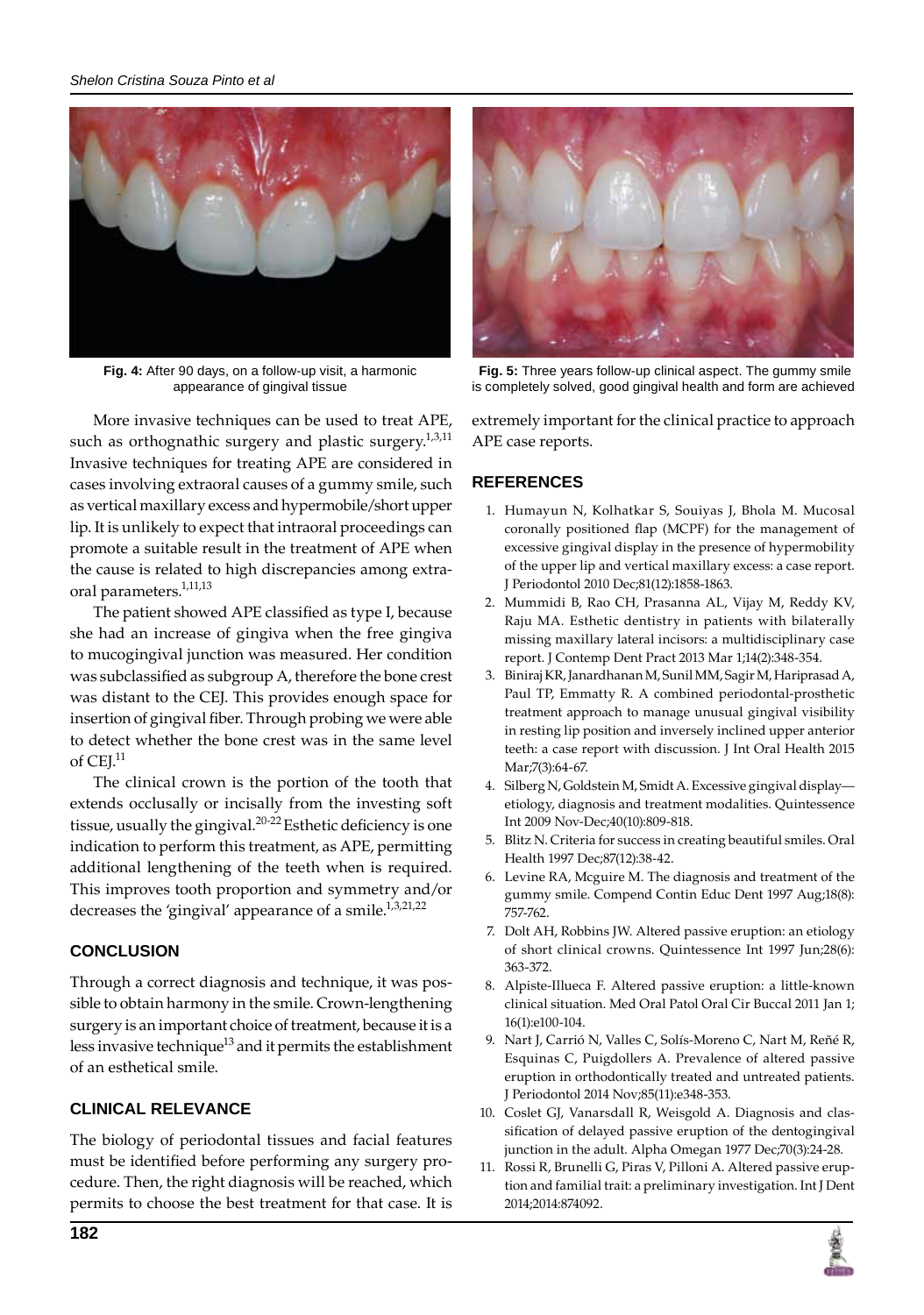Fig. 4: After 90 days, on a follow-up visit, a harmonic appearance of gingival tissue

Fig. 5: Three years follow-up clinical aspect. The gummy smile is completely solved, good gingival health and form are achieved

More invasive techniques can be used to treat APE, such as orthognathic surgery and plastic surgery.[1,3,11] Invasive techniques for treating APE are considered in cases involving extraoral causes of a gummy smile, such as vertical maxillary excess and hypermobile/short upper lip. It is unlikely to expect that intraoral proceedings can promote a suitable result in the treatment of APE when the cause is related to high discrepancies among extraoral parameters.[1,11,13]

The patient showed APE classified as type I, because she had an increase of gingiva when the free gingiva to mucogingival junction was measured. Her condition was subclassified as subgroup A, therefore the bone crest was distant to the CEJ. This provides enough space for insertion of gingival fiber. Through probing we were able to detect whether the bone crest was in the same level of CEJ.[11]

The clinical crown is the portion of the tooth that extends occlusally or incisally from the investing soft tissue, usually the gingival.[20-22] Esthetic deficiency is one indication to perform this treatment, as APE, permitting additional lengthening of the teeth when is required. This improves tooth proportion and symmetry and/or decreases the 'gingival' appearance of a smile.[1,3,21,22]

## CONCLUSION

Through a correct diagnosis and technique, it was possible to obtain harmony in the smile. Crown-lengthening surgery is an important choice of treatment, because it is a less invasive technique[13] and it permits the establishment of an esthetical smile.

## CLINICAL RELEVANCE

The biology of periodontal tissues and facial features must be identified before performing any surgery procedure. Then, the right diagnosis will be reached, which permits to choose the best treatment for that case. It is extremely important for the clinical practice to approach APE case reports.

## REFERENCES

1. Humayun N, Kolhatkar S, Souiyas J, Bhola M. Mucosal coronally positioned flap (MCPF) for the management of excessive gingival display in the presence of hypermobility of the upper lip and vertical maxillary excess: a case report. J Periodontol 2010 Dec;81(12):1858-1863.
2. Mummidi B, Rao CH, Prasanna AL, Vijay M, Reddy KV, Raju MA. Esthetic dentistry in patients with bilaterally missing maxillary lateral incisors: a multidisciplinary case report. J Contemp Dent Pract 2013 Mar 1;14(2):348-354.
3. Biniraj KR, Janardhanan M, Sunil MM, Sagir M, Hariprasad A, Paul TP, Emmatty R. A combined periodontal-prosthetic treatment approach to manage unusual gingival visibility in resting lip position and inversely inclined upper anterior teeth: a case report with discussion. J Int Oral Health 2015 Mar;7(3):64-67.
4. Silberg N, Goldstein M, Smidt A. Excessive gingival display—etiology, diagnosis and treatment modalities. Quintessence Int 2009 Nov-Dec;40(10):809-818.
5. Blitz N. Criteria for success in creating beautiful smiles. Oral Health 1997 Dec;87(12):38-42.
6. Levine RA, Mcguire M. The diagnosis and treatment of the gummy smile. Compend Contin Educ Dent 1997 Aug;18(8): 757-762.
7. Dolt AH, Robbins JW. Altered passive eruption: an etiology of short clinical crowns. Quintessence Int 1997 Jun;28(6): 363-372.
8. Alpiste-Illueca F. Altered passive eruption: a little-known clinical situation. Med Oral Patol Oral Cir Buccal 2011 Jan 1; 16(1):e100-104.
9. Nart J, Carrió N, Valles C, Solís-Moreno C, Nart M, Reñé R, Esquinas C, Puigdollers A. Prevalence of altered passive eruption in orthodontically treated and untreated patients. J Periodontol 2014 Nov;85(11):e348-353.
10. Coslet GJ, Vanarsdall R, Weisgold A. Diagnosis and classification of delayed passive eruption of the dentogingival junction in the adult. Alpha Omegan 1977 Dec;70(3):24-28.
11. Rossi R, Brunelli G, Piras V, Pilloni A. Altered passive eruption and familial trait: a preliminary investigation. Int J Dent 2014;2014:874092.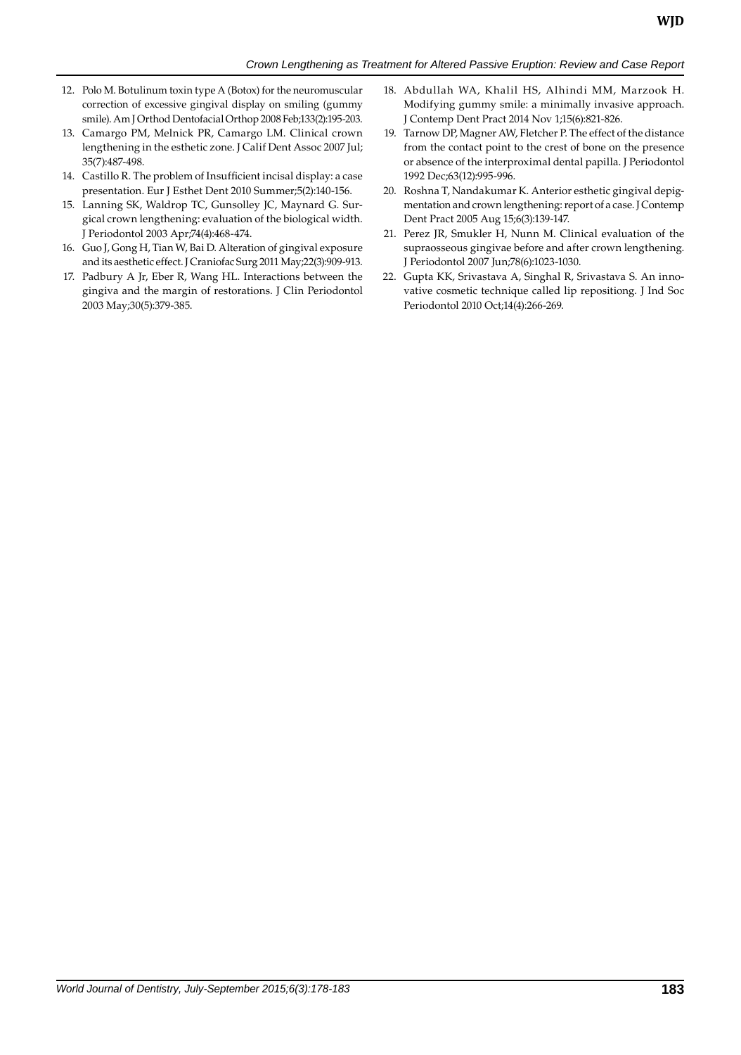12. Polo M. Botulinum toxin type A (Botox) for the neuromuscular correction of excessive gingival display on smiling (gummy smile). Am J Orthod Dentofacial Orthop 2008 Feb;133(2):195-203.
13. Camargo PM, Melnick PR, Camargo LM. Clinical crown lengthening in the esthetic zone. J Calif Dent Assoc 2007 Jul; 35(7):487-498.
14. Castillo R. The problem of Insufficient incisal display: a case presentation. Eur J Esthet Dent 2010 Summer;5(2):140-156.
15. Lanning SK, Waldrop TC, Gunsolley JC, Maynard G. Surgical crown lengthening: evaluation of the biological width. J Periodontol 2003 Apr;74(4):468-474.
16. Guo J, Gong H, Tian W, Bai D. Alteration of gingival exposure and its aesthetic effect. J Craniofac Surg 2011 May;22(3):909-913.
17. Padbury A Jr, Eber R, Wang HL. Interactions between the gingiva and the margin of restorations. J Clin Periodontol 2003 May;30(5):379-385.
18. Abdullah WA, Khalil HS, Alhindi MM, Marzook H. Modifying gummy smile: a minimally invasive approach. J Contemp Dent Pract 2014 Nov 1;15(6):821-826.
19. Tarnow DP, Magner AW, Fletcher P. The effect of the distance from the contact point to the crest of bone on the presence or absence of the interproximal dental papilla. J Periodontol 1992 Dec;63(12):995-996.
20. Roshna T, Nandakumar K. Anterior esthetic gingival depigmentation and crown lengthening: report of a case. J Contemp Dent Pract 2005 Aug 15;6(3):139-147.
21. Perez JR, Smukler H, Nunn M. Clinical evaluation of the supraosseous gingivae before and after crown lengthening. J Periodontol 2007 Jun;78(6):1023-1030.
22. Gupta KK, Srivastava A, Singhal R, Srivastava S. An innovative cosmetic technique called lip repositiong. J Ind Soc Periodontol 2010 Oct;14(4):266-269.